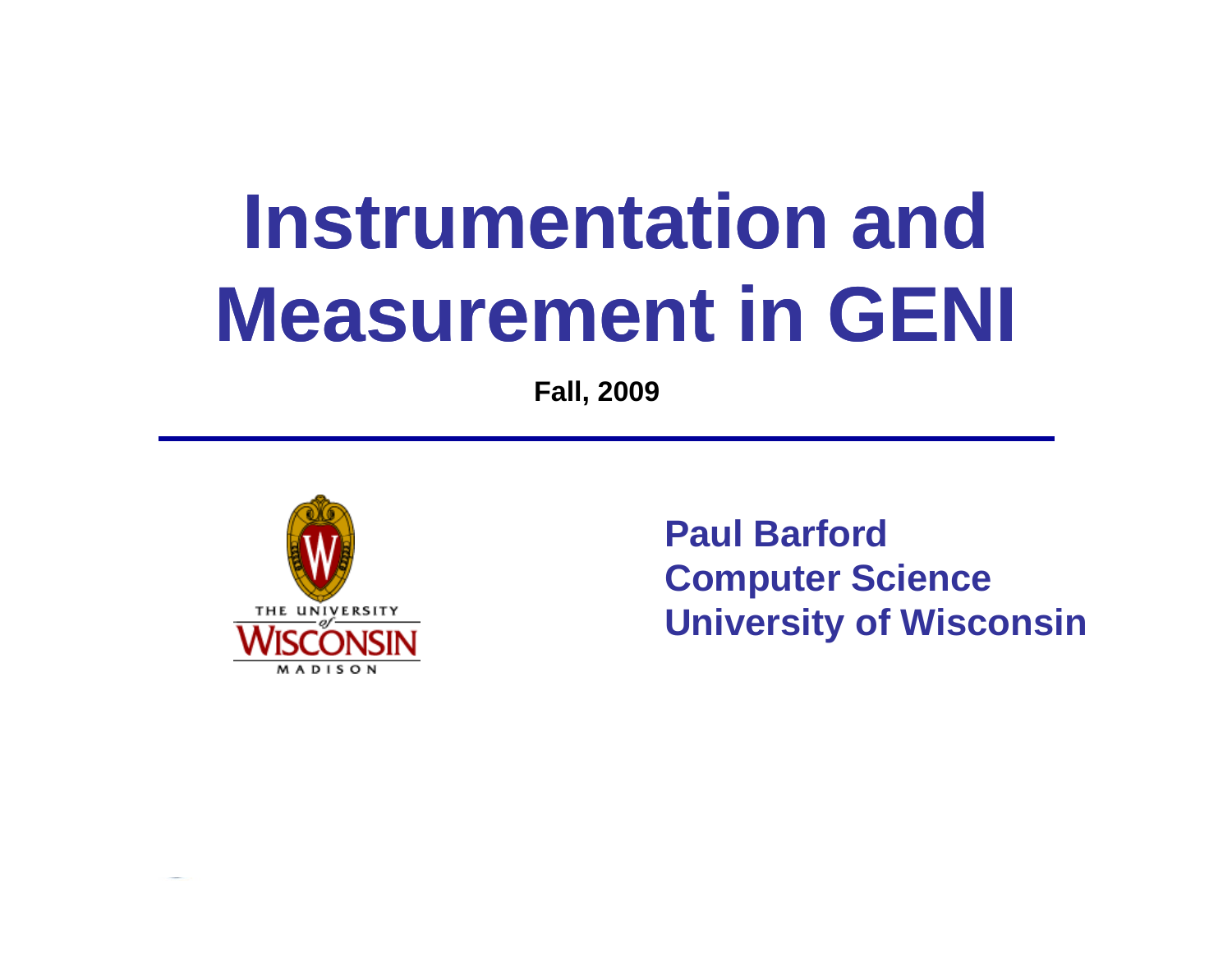# Instrumentation and Measurement in GENI

**Fall, 2009**

**Paul Barford**
**Computer Science**
**University of Wisconsin**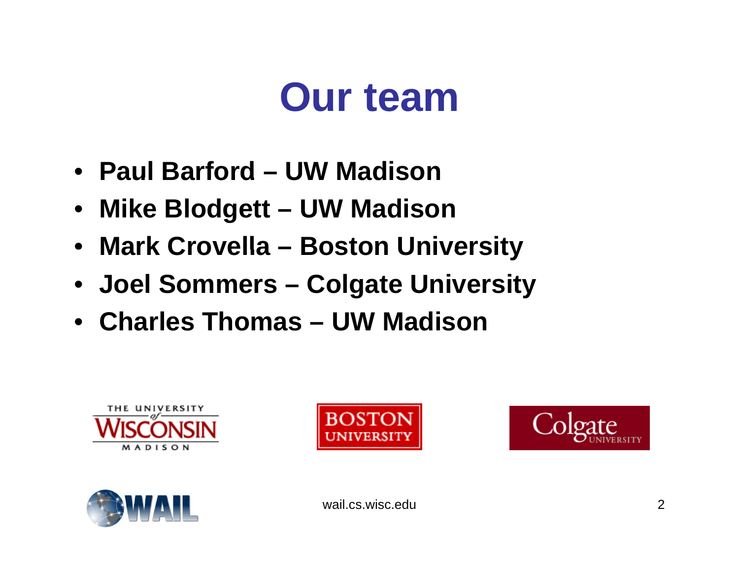# Our team

- **Paul Barford – UW Madison**
- **Mike Blodgett – UW Madison**
- **Mark Crovella – Boston University**
- **Joel Sommers – Colgate University**
- **Charles Thomas – UW Madison**

wail.cs.wisc.edu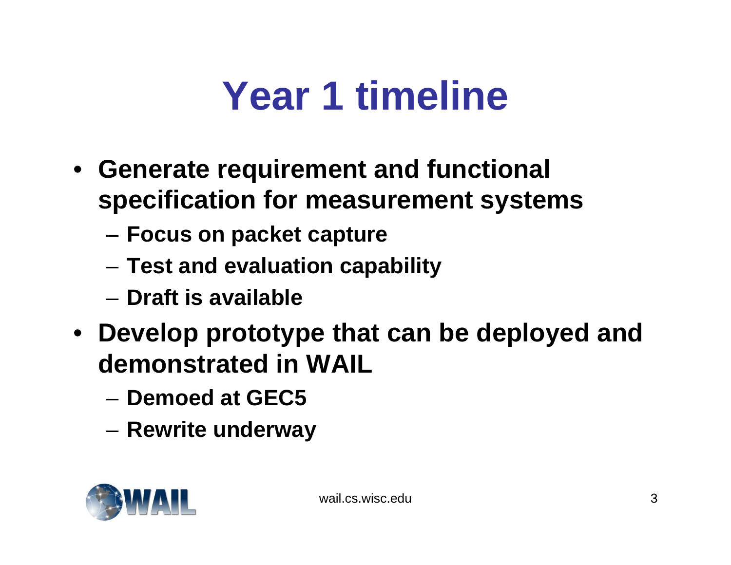# Year 1 timeline

- **Generate requirement and functional specification for measurement systems**
  - **Focus on packet capture**
  - **Test and evaluation capability**
  - **Draft is available**
- **Develop prototype that can be deployed and demonstrated in WAIL**
  - **Demoed at GEC5**
  - **Rewrite underway**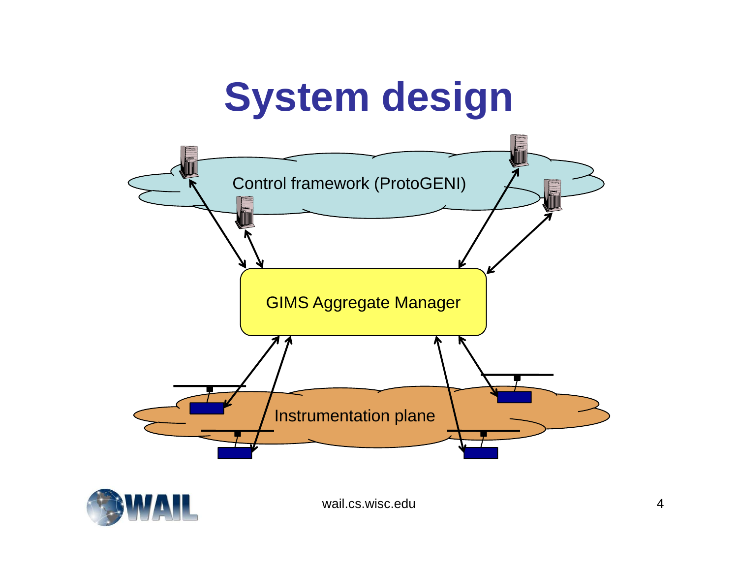# System design

Control framework (ProtoGENI)

GIMS Aggregate Manager

Instrumentation plane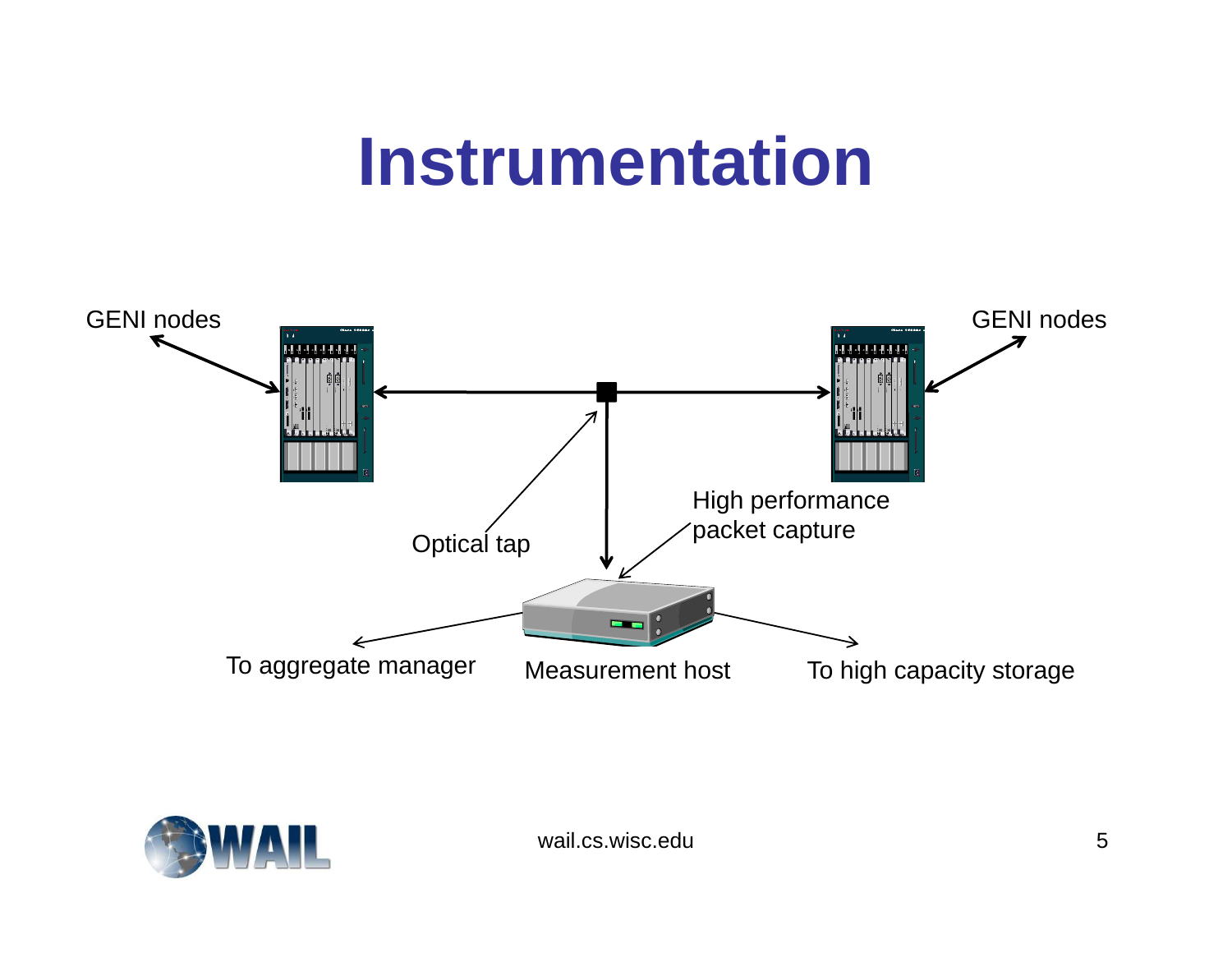# Instrumentation

GENI nodes

GENI nodes

Optical tap

High performance packet capture

To aggregate manager

Measurement host

To high capacity storage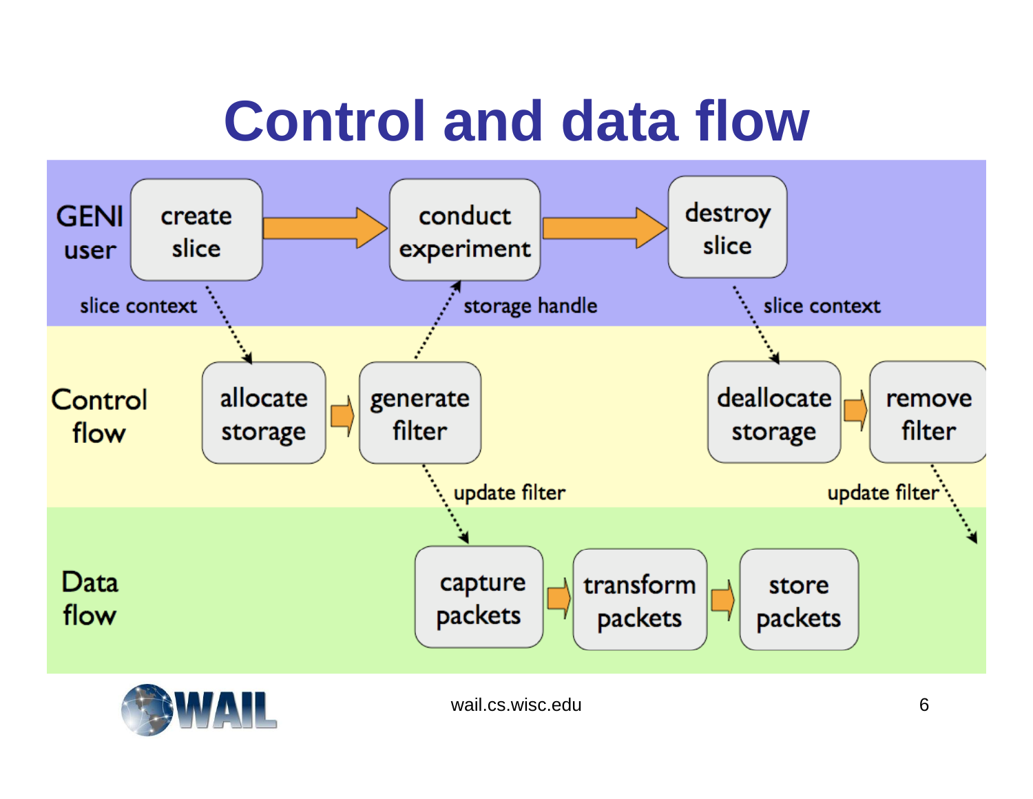# Control and data flow

GENI user

create slice → conduct experiment → destroy slice

slice context — storage handle — slice context

Control flow

allocate storage → generate filter — deallocate storage → remove filter

update filter — update filter

Data flow

capture packets → transform packets → store packets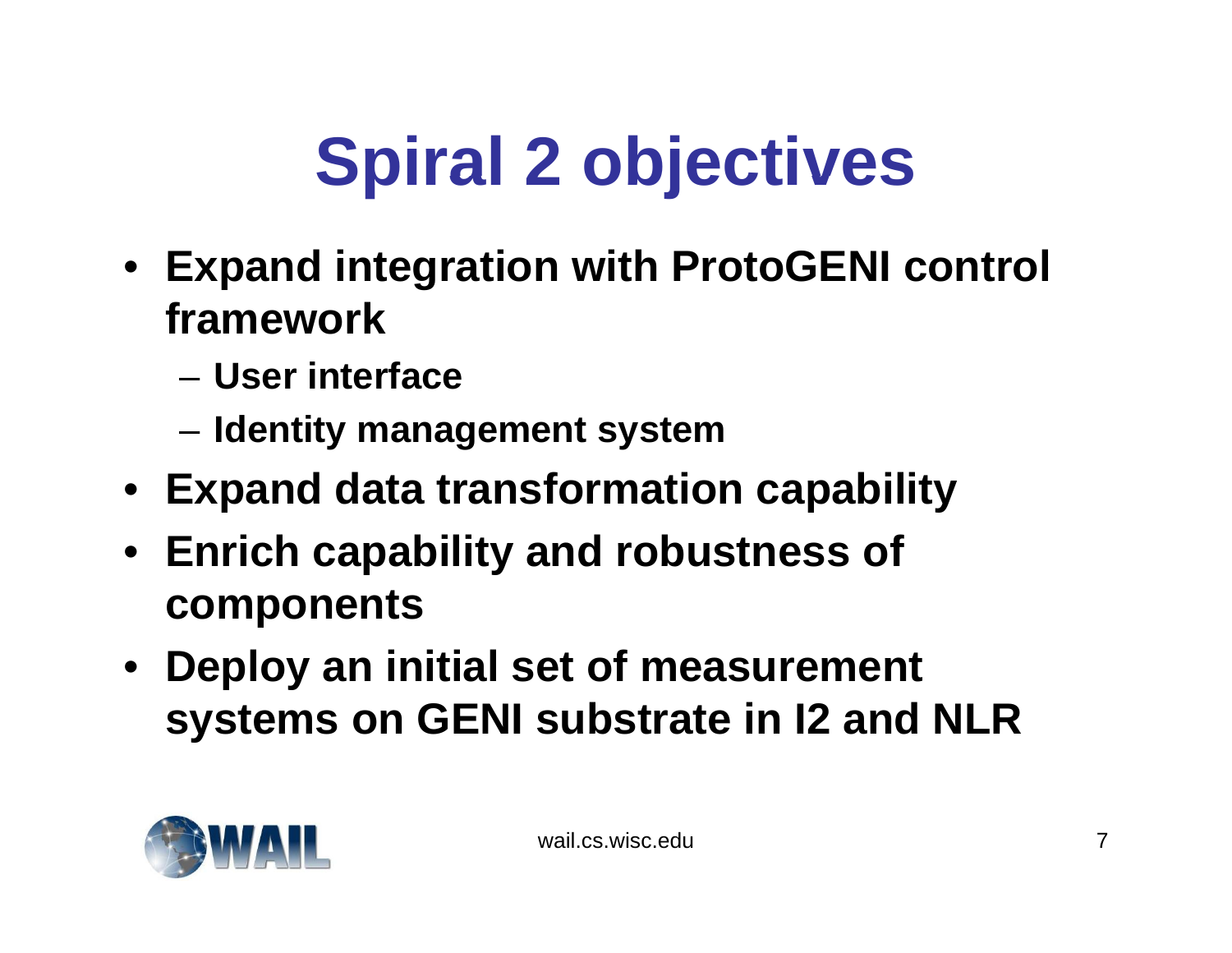# Spiral 2 objectives

- **Expand integration with ProtoGENI control framework**
  - **User interface**
  - **Identity management system**
- **Expand data transformation capability**
- **Enrich capability and robustness of components**
- **Deploy an initial set of measurement systems on GENI substrate in I2 and NLR**